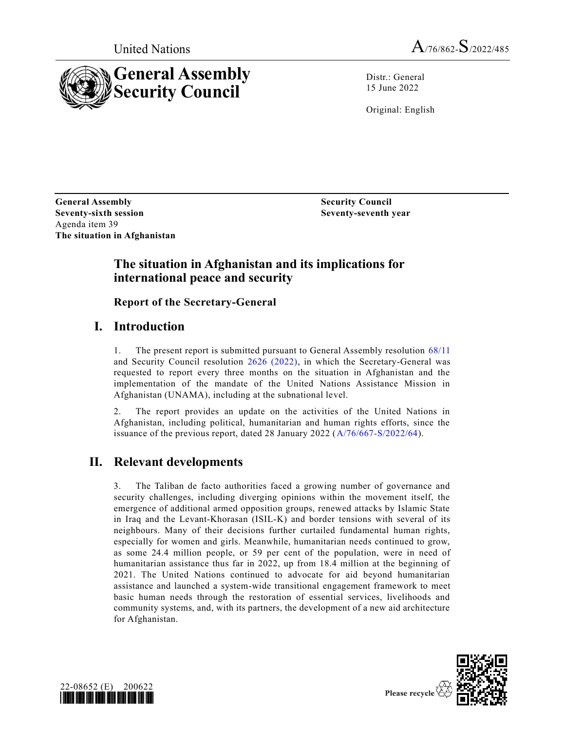United Nations A/76/862-S/2022/485

# General Assembly Security Council

Distr.: General
15 June 2022

Original: English

**General Assembly**
**Seventy-sixth session**
Agenda item 39
**The situation in Afghanistan**

**Security Council**
**Seventy-seventh year**

## The situation in Afghanistan and its implications for international peace and security

### Report of the Secretary-General

## I. Introduction

1. The present report is submitted pursuant to General Assembly resolution 68/11 and Security Council resolution 2626 (2022), in which the Secretary-General was requested to report every three months on the situation in Afghanistan and the implementation of the mandate of the United Nations Assistance Mission in Afghanistan (UNAMA), including at the subnational level.

2. The report provides an update on the activities of the United Nations in Afghanistan, including political, humanitarian and human rights efforts, since the issuance of the previous report, dated 28 January 2022 (A/76/667-S/2022/64).

## II. Relevant developments

3. The Taliban de facto authorities faced a growing number of governance and security challenges, including diverging opinions within the movement itself, the emergence of additional armed opposition groups, renewed attacks by Islamic State in Iraq and the Levant-Khorasan (ISIL-K) and border tensions with several of its neighbours. Many of their decisions further curtailed fundamental human rights, especially for women and girls. Meanwhile, humanitarian needs continued to grow, as some 24.4 million people, or 59 per cent of the population, were in need of humanitarian assistance thus far in 2022, up from 18.4 million at the beginning of 2021. The United Nations continued to advocate for aid beyond humanitarian assistance and launched a system-wide transitional engagement framework to meet basic human needs through the restoration of essential services, livelihoods and community systems, and, with its partners, the development of a new aid architecture for Afghanistan.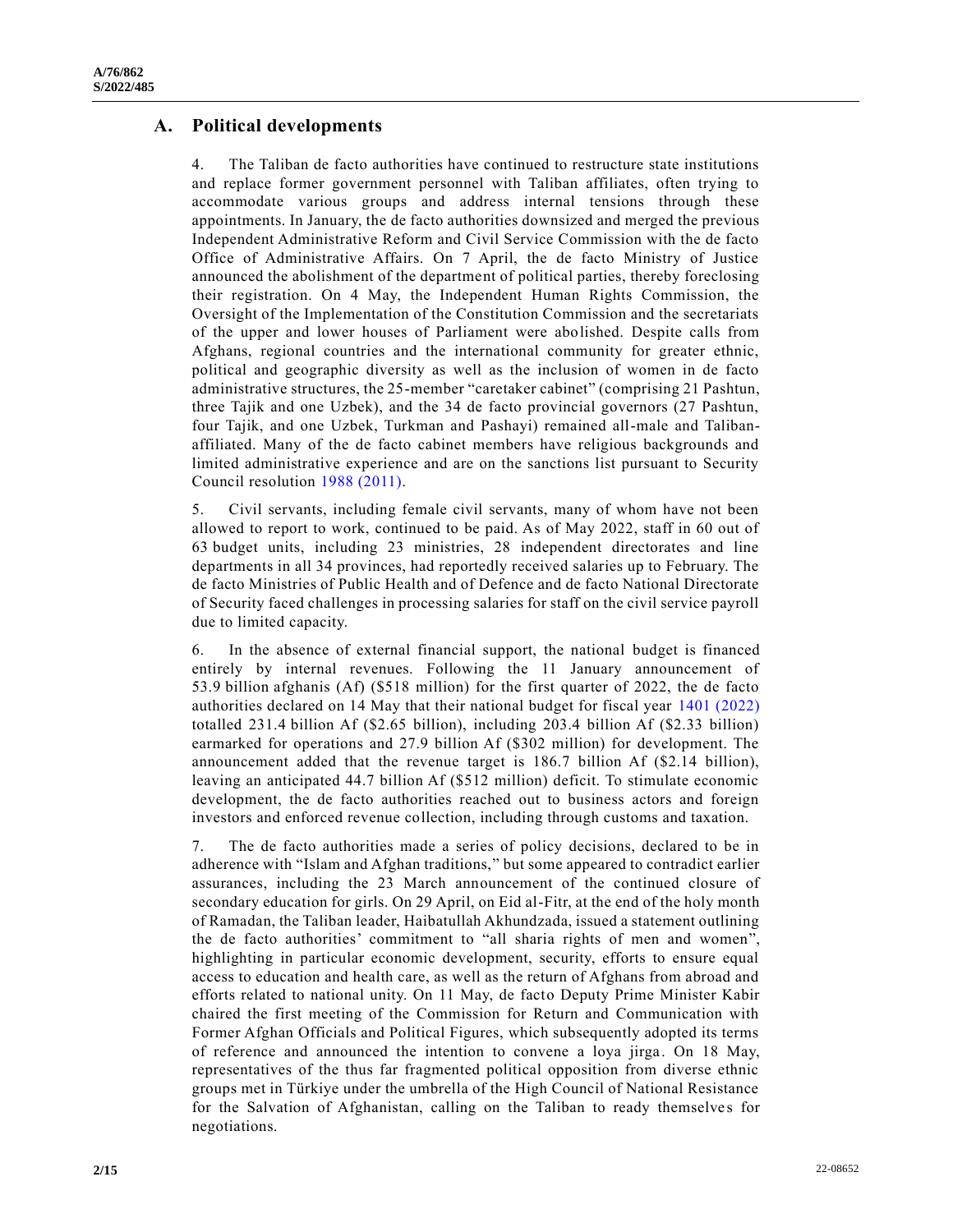## A. Political developments

4. The Taliban de facto authorities have continued to restructure state institutions and replace former government personnel with Taliban affiliates, often trying to accommodate various groups and address internal tensions through these appointments. In January, the de facto authorities downsized and merged the previous Independent Administrative Reform and Civil Service Commission with the de facto Office of Administrative Affairs. On 7 April, the de facto Ministry of Justice announced the abolishment of the department of political parties, thereby foreclosing their registration. On 4 May, the Independent Human Rights Commission, the Oversight of the Implementation of the Constitution Commission and the secretariats of the upper and lower houses of Parliament were abolished. Despite calls from Afghans, regional countries and the international community for greater ethnic, political and geographic diversity as well as the inclusion of women in de facto administrative structures, the 25-member "caretaker cabinet" (comprising 21 Pashtun, three Tajik and one Uzbek), and the 34 de facto provincial governors (27 Pashtun, four Tajik, and one Uzbek, Turkman and Pashayi) remained all-male and Taliban-affiliated. Many of the de facto cabinet members have religious backgrounds and limited administrative experience and are on the sanctions list pursuant to Security Council resolution 1988 (2011).

5. Civil servants, including female civil servants, many of whom have not been allowed to report to work, continued to be paid. As of May 2022, staff in 60 out of 63 budget units, including 23 ministries, 28 independent directorates and line departments in all 34 provinces, had reportedly received salaries up to February. The de facto Ministries of Public Health and of Defence and de facto National Directorate of Security faced challenges in processing salaries for staff on the civil service payroll due to limited capacity.

6. In the absence of external financial support, the national budget is financed entirely by internal revenues. Following the 11 January announcement of 53.9 billion afghanis (Af) ($518 million) for the first quarter of 2022, the de facto authorities declared on 14 May that their national budget for fiscal year 1401 (2022) totalled 231.4 billion Af ($2.65 billion), including 203.4 billion Af ($2.33 billion) earmarked for operations and 27.9 billion Af ($302 million) for development. The announcement added that the revenue target is 186.7 billion Af ($2.14 billion), leaving an anticipated 44.7 billion Af ($512 million) deficit. To stimulate economic development, the de facto authorities reached out to business actors and foreign investors and enforced revenue collection, including through customs and taxation.

7. The de facto authorities made a series of policy decisions, declared to be in adherence with "Islam and Afghan traditions," but some appeared to contradict earlier assurances, including the 23 March announcement of the continued closure of secondary education for girls. On 29 April, on Eid al-Fitr, at the end of the holy month of Ramadan, the Taliban leader, Haibatullah Akhundzada, issued a statement outlining the de facto authorities' commitment to "all sharia rights of men and women", highlighting in particular economic development, security, efforts to ensure equal access to education and health care, as well as the return of Afghans from abroad and efforts related to national unity. On 11 May, de facto Deputy Prime Minister Kabir chaired the first meeting of the Commission for Return and Communication with Former Afghan Officials and Political Figures, which subsequently adopted its terms of reference and announced the intention to convene a loya jirga. On 18 May, representatives of the thus far fragmented political opposition from diverse ethnic groups met in Türkiye under the umbrella of the High Council of National Resistance for the Salvation of Afghanistan, calling on the Taliban to ready themselves for negotiations.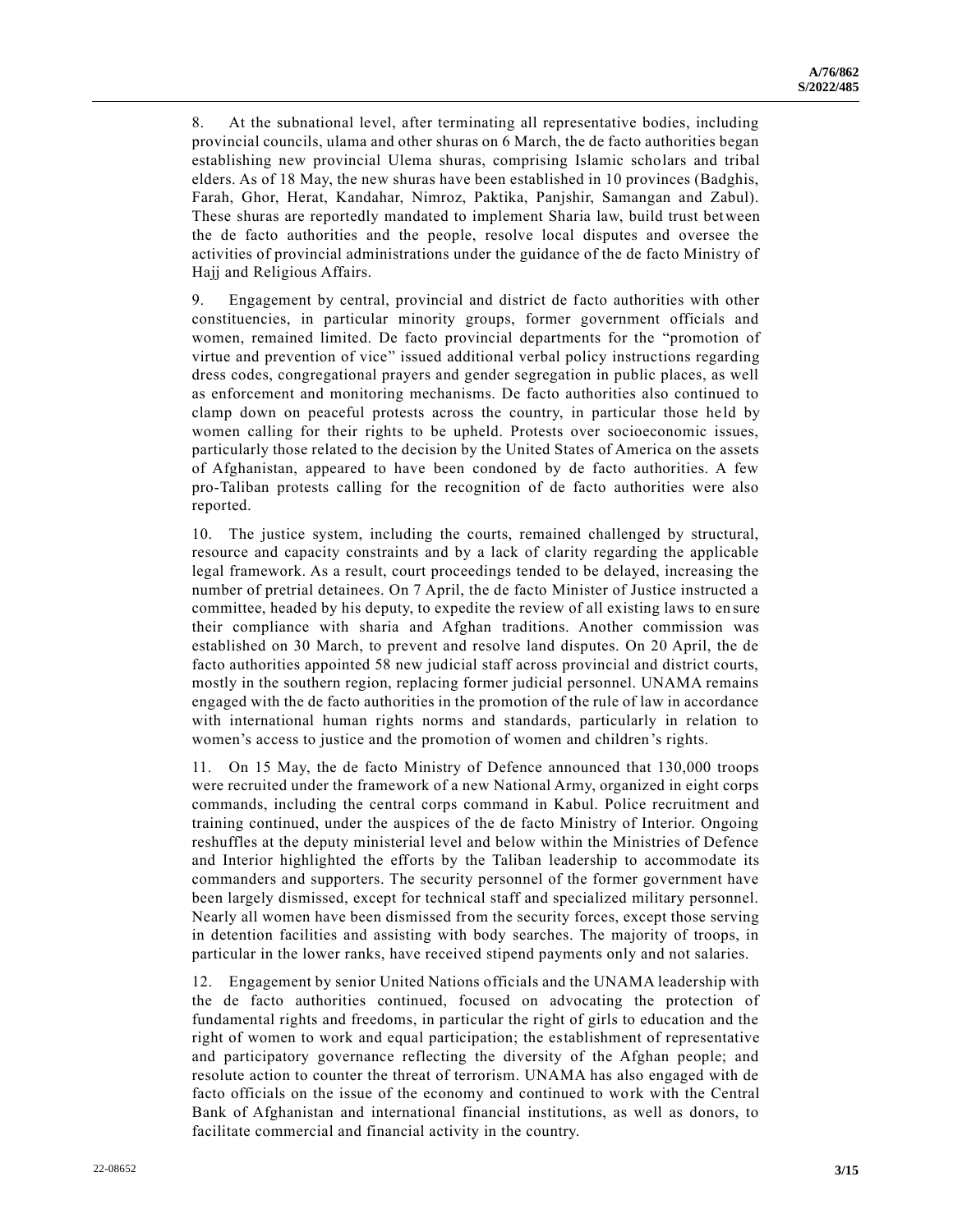8. At the subnational level, after terminating all representative bodies, including provincial councils, ulama and other shuras on 6 March, the de facto authorities began establishing new provincial Ulema shuras, comprising Islamic scholars and tribal elders. As of 18 May, the new shuras have been established in 10 provinces (Badghis, Farah, Ghor, Herat, Kandahar, Nimroz, Paktika, Panjshir, Samangan and Zabul). These shuras are reportedly mandated to implement Sharia law, build trust between the de facto authorities and the people, resolve local disputes and oversee the activities of provincial administrations under the guidance of the de facto Ministry of Hajj and Religious Affairs.

9. Engagement by central, provincial and district de facto authorities with other constituencies, in particular minority groups, former government officials and women, remained limited. De facto provincial departments for the "promotion of virtue and prevention of vice" issued additional verbal policy instructions regarding dress codes, congregational prayers and gender segregation in public places, as well as enforcement and monitoring mechanisms. De facto authorities also continued to clamp down on peaceful protests across the country, in particular those held by women calling for their rights to be upheld. Protests over socioeconomic issues, particularly those related to the decision by the United States of America on the assets of Afghanistan, appeared to have been condoned by de facto authorities. A few pro-Taliban protests calling for the recognition of de facto authorities were also reported.

10. The justice system, including the courts, remained challenged by structural, resource and capacity constraints and by a lack of clarity regarding the applicable legal framework. As a result, court proceedings tended to be delayed, increasing the number of pretrial detainees. On 7 April, the de facto Minister of Justice instructed a committee, headed by his deputy, to expedite the review of all existing laws to ensure their compliance with sharia and Afghan traditions. Another commission was established on 30 March, to prevent and resolve land disputes. On 20 April, the de facto authorities appointed 58 new judicial staff across provincial and district courts, mostly in the southern region, replacing former judicial personnel. UNAMA remains engaged with the de facto authorities in the promotion of the rule of law in accordance with international human rights norms and standards, particularly in relation to women's access to justice and the promotion of women and children's rights.

11. On 15 May, the de facto Ministry of Defence announced that 130,000 troops were recruited under the framework of a new National Army, organized in eight corps commands, including the central corps command in Kabul. Police recruitment and training continued, under the auspices of the de facto Ministry of Interior. Ongoing reshuffles at the deputy ministerial level and below within the Ministries of Defence and Interior highlighted the efforts by the Taliban leadership to accommodate its commanders and supporters. The security personnel of the former government have been largely dismissed, except for technical staff and specialized military personnel. Nearly all women have been dismissed from the security forces, except those serving in detention facilities and assisting with body searches. The majority of troops, in particular in the lower ranks, have received stipend payments only and not salaries.

12. Engagement by senior United Nations officials and the UNAMA leadership with the de facto authorities continued, focused on advocating the protection of fundamental rights and freedoms, in particular the right of girls to education and the right of women to work and equal participation; the establishment of representative and participatory governance reflecting the diversity of the Afghan people; and resolute action to counter the threat of terrorism. UNAMA has also engaged with de facto officials on the issue of the economy and continued to work with the Central Bank of Afghanistan and international financial institutions, as well as donors, to facilitate commercial and financial activity in the country.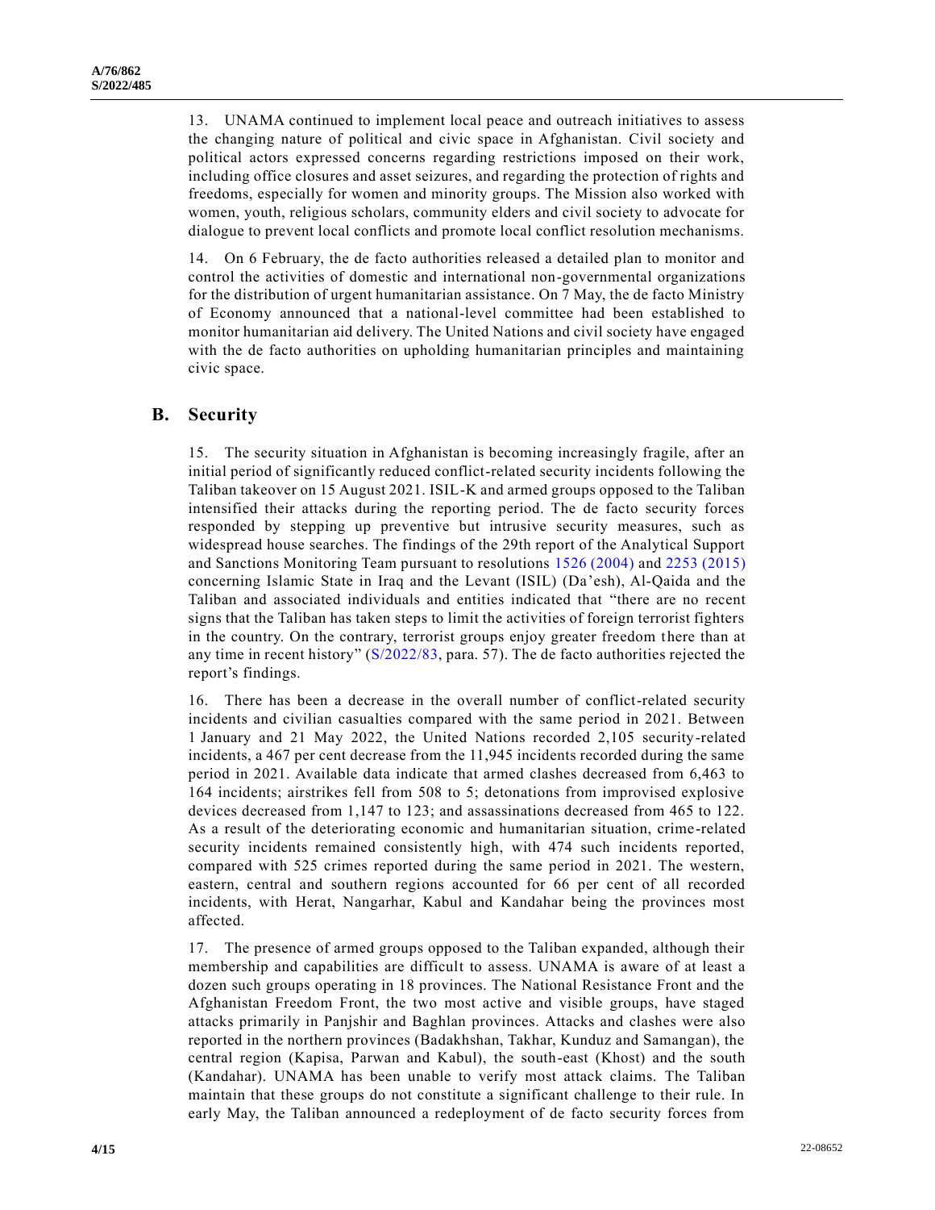13. UNAMA continued to implement local peace and outreach initiatives to assess the changing nature of political and civic space in Afghanistan. Civil society and political actors expressed concerns regarding restrictions imposed on their work, including office closures and asset seizures, and regarding the protection of rights and freedoms, especially for women and minority groups. The Mission also worked with women, youth, religious scholars, community elders and civil society to advocate for dialogue to prevent local conflicts and promote local conflict resolution mechanisms.

14. On 6 February, the de facto authorities released a detailed plan to monitor and control the activities of domestic and international non-governmental organizations for the distribution of urgent humanitarian assistance. On 7 May, the de facto Ministry of Economy announced that a national-level committee had been established to monitor humanitarian aid delivery. The United Nations and civil society have engaged with the de facto authorities on upholding humanitarian principles and maintaining civic space.

## B. Security

15. The security situation in Afghanistan is becoming increasingly fragile, after an initial period of significantly reduced conflict-related security incidents following the Taliban takeover on 15 August 2021. ISIL-K and armed groups opposed to the Taliban intensified their attacks during the reporting period. The de facto security forces responded by stepping up preventive but intrusive security measures, such as widespread house searches. The findings of the 29th report of the Analytical Support and Sanctions Monitoring Team pursuant to resolutions 1526 (2004) and 2253 (2015) concerning Islamic State in Iraq and the Levant (ISIL) (Da'esh), Al-Qaida and the Taliban and associated individuals and entities indicated that "there are no recent signs that the Taliban has taken steps to limit the activities of foreign terrorist fighters in the country. On the contrary, terrorist groups enjoy greater freedom there than at any time in recent history" (S/2022/83, para. 57). The de facto authorities rejected the report's findings.

16. There has been a decrease in the overall number of conflict-related security incidents and civilian casualties compared with the same period in 2021. Between 1 January and 21 May 2022, the United Nations recorded 2,105 security-related incidents, a 467 per cent decrease from the 11,945 incidents recorded during the same period in 2021. Available data indicate that armed clashes decreased from 6,463 to 164 incidents; airstrikes fell from 508 to 5; detonations from improvised explosive devices decreased from 1,147 to 123; and assassinations decreased from 465 to 122. As a result of the deteriorating economic and humanitarian situation, crime-related security incidents remained consistently high, with 474 such incidents reported, compared with 525 crimes reported during the same period in 2021. The western, eastern, central and southern regions accounted for 66 per cent of all recorded incidents, with Herat, Nangarhar, Kabul and Kandahar being the provinces most affected.

17. The presence of armed groups opposed to the Taliban expanded, although their membership and capabilities are difficult to assess. UNAMA is aware of at least a dozen such groups operating in 18 provinces. The National Resistance Front and the Afghanistan Freedom Front, the two most active and visible groups, have staged attacks primarily in Panjshir and Baghlan provinces. Attacks and clashes were also reported in the northern provinces (Badakhshan, Takhar, Kunduz and Samangan), the central region (Kapisa, Parwan and Kabul), the south-east (Khost) and the south (Kandahar). UNAMA has been unable to verify most attack claims. The Taliban maintain that these groups do not constitute a significant challenge to their rule. In early May, the Taliban announced a redeployment of de facto security forces from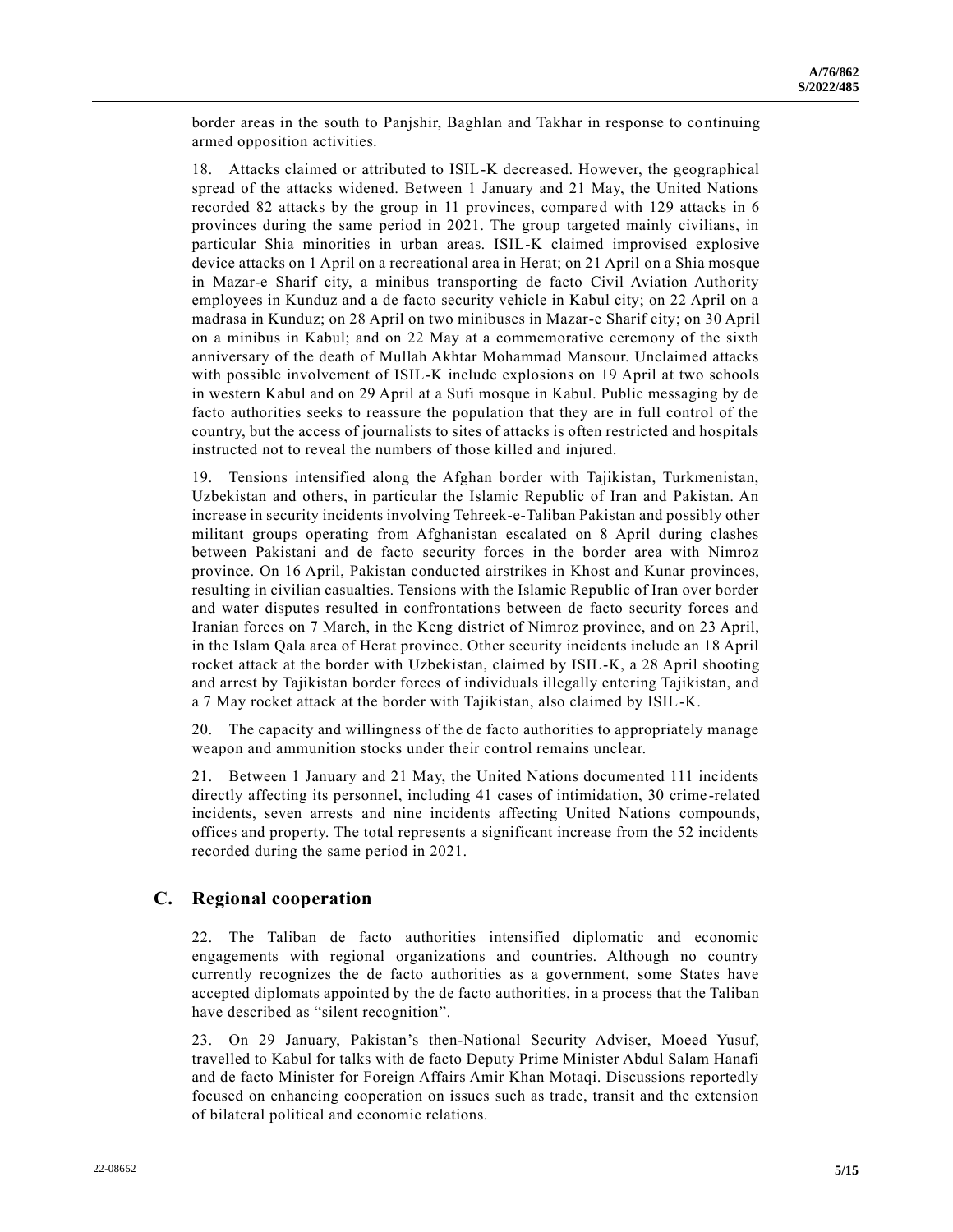border areas in the south to Panjshir, Baghlan and Takhar in response to continuing armed opposition activities.

18. Attacks claimed or attributed to ISIL-K decreased. However, the geographical spread of the attacks widened. Between 1 January and 21 May, the United Nations recorded 82 attacks by the group in 11 provinces, compared with 129 attacks in 6 provinces during the same period in 2021. The group targeted mainly civilians, in particular Shia minorities in urban areas. ISIL-K claimed improvised explosive device attacks on 1 April on a recreational area in Herat; on 21 April on a Shia mosque in Mazar-e Sharif city, a minibus transporting de facto Civil Aviation Authority employees in Kunduz and a de facto security vehicle in Kabul city; on 22 April on a madrasa in Kunduz; on 28 April on two minibuses in Mazar-e Sharif city; on 30 April on a minibus in Kabul; and on 22 May at a commemorative ceremony of the sixth anniversary of the death of Mullah Akhtar Mohammad Mansour. Unclaimed attacks with possible involvement of ISIL-K include explosions on 19 April at two schools in western Kabul and on 29 April at a Sufi mosque in Kabul. Public messaging by de facto authorities seeks to reassure the population that they are in full control of the country, but the access of journalists to sites of attacks is often restricted and hospitals instructed not to reveal the numbers of those killed and injured.

19. Tensions intensified along the Afghan border with Tajikistan, Turkmenistan, Uzbekistan and others, in particular the Islamic Republic of Iran and Pakistan. An increase in security incidents involving Tehreek-e-Taliban Pakistan and possibly other militant groups operating from Afghanistan escalated on 8 April during clashes between Pakistani and de facto security forces in the border area with Nimroz province. On 16 April, Pakistan conducted airstrikes in Khost and Kunar provinces, resulting in civilian casualties. Tensions with the Islamic Republic of Iran over border and water disputes resulted in confrontations between de facto security forces and Iranian forces on 7 March, in the Keng district of Nimroz province, and on 23 April, in the Islam Qala area of Herat province. Other security incidents include an 18 April rocket attack at the border with Uzbekistan, claimed by ISIL-K, a 28 April shooting and arrest by Tajikistan border forces of individuals illegally entering Tajikistan, and a 7 May rocket attack at the border with Tajikistan, also claimed by ISIL-K.

20. The capacity and willingness of the de facto authorities to appropriately manage weapon and ammunition stocks under their control remains unclear.

21. Between 1 January and 21 May, the United Nations documented 111 incidents directly affecting its personnel, including 41 cases of intimidation, 30 crime-related incidents, seven arrests and nine incidents affecting United Nations compounds, offices and property. The total represents a significant increase from the 52 incidents recorded during the same period in 2021.

## C. Regional cooperation

22. The Taliban de facto authorities intensified diplomatic and economic engagements with regional organizations and countries. Although no country currently recognizes the de facto authorities as a government, some States have accepted diplomats appointed by the de facto authorities, in a process that the Taliban have described as "silent recognition".

23. On 29 January, Pakistan's then-National Security Adviser, Moeed Yusuf, travelled to Kabul for talks with de facto Deputy Prime Minister Abdul Salam Hanafi and de facto Minister for Foreign Affairs Amir Khan Motaqi. Discussions reportedly focused on enhancing cooperation on issues such as trade, transit and the extension of bilateral political and economic relations.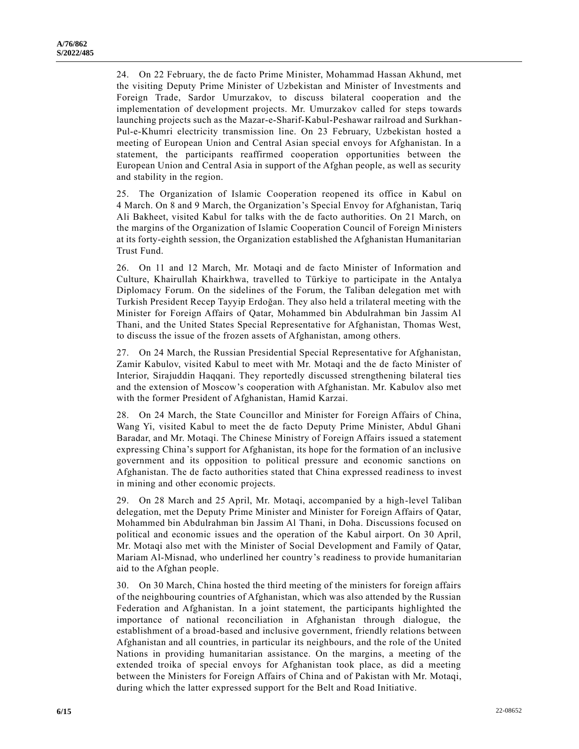24. On 22 February, the de facto Prime Minister, Mohammad Hassan Akhund, met the visiting Deputy Prime Minister of Uzbekistan and Minister of Investments and Foreign Trade, Sardor Umurzakov, to discuss bilateral cooperation and the implementation of development projects. Mr. Umurzakov called for steps towards launching projects such as the Mazar-e-Sharif-Kabul-Peshawar railroad and Surkhan-Pul-e-Khumri electricity transmission line. On 23 February, Uzbekistan hosted a meeting of European Union and Central Asian special envoys for Afghanistan. In a statement, the participants reaffirmed cooperation opportunities between the European Union and Central Asia in support of the Afghan people, as well as security and stability in the region.

25. The Organization of Islamic Cooperation reopened its office in Kabul on 4 March. On 8 and 9 March, the Organization's Special Envoy for Afghanistan, Tariq Ali Bakheet, visited Kabul for talks with the de facto authorities. On 21 March, on the margins of the Organization of Islamic Cooperation Council of Foreign Ministers at its forty-eighth session, the Organization established the Afghanistan Humanitarian Trust Fund.

26. On 11 and 12 March, Mr. Motaqi and de facto Minister of Information and Culture, Khairullah Khairkhwa, travelled to Türkiye to participate in the Antalya Diplomacy Forum. On the sidelines of the Forum, the Taliban delegation met with Turkish President Recep Tayyip Erdoğan. They also held a trilateral meeting with the Minister for Foreign Affairs of Qatar, Mohammed bin Abdulrahman bin Jassim Al Thani, and the United States Special Representative for Afghanistan, Thomas West, to discuss the issue of the frozen assets of Afghanistan, among others.

27. On 24 March, the Russian Presidential Special Representative for Afghanistan, Zamir Kabulov, visited Kabul to meet with Mr. Motaqi and the de facto Minister of Interior, Sirajuddin Haqqani. They reportedly discussed strengthening bilateral ties and the extension of Moscow's cooperation with Afghanistan. Mr. Kabulov also met with the former President of Afghanistan, Hamid Karzai.

28. On 24 March, the State Councillor and Minister for Foreign Affairs of China, Wang Yi, visited Kabul to meet the de facto Deputy Prime Minister, Abdul Ghani Baradar, and Mr. Motaqi. The Chinese Ministry of Foreign Affairs issued a statement expressing China's support for Afghanistan, its hope for the formation of an inclusive government and its opposition to political pressure and economic sanctions on Afghanistan. The de facto authorities stated that China expressed readiness to invest in mining and other economic projects.

29. On 28 March and 25 April, Mr. Motaqi, accompanied by a high-level Taliban delegation, met the Deputy Prime Minister and Minister for Foreign Affairs of Qatar, Mohammed bin Abdulrahman bin Jassim Al Thani, in Doha. Discussions focused on political and economic issues and the operation of the Kabul airport. On 30 April, Mr. Motaqi also met with the Minister of Social Development and Family of Qatar, Mariam Al-Misnad, who underlined her country's readiness to provide humanitarian aid to the Afghan people.

30. On 30 March, China hosted the third meeting of the ministers for foreign affairs of the neighbouring countries of Afghanistan, which was also attended by the Russian Federation and Afghanistan. In a joint statement, the participants highlighted the importance of national reconciliation in Afghanistan through dialogue, the establishment of a broad-based and inclusive government, friendly relations between Afghanistan and all countries, in particular its neighbours, and the role of the United Nations in providing humanitarian assistance. On the margins, a meeting of the extended troika of special envoys for Afghanistan took place, as did a meeting between the Ministers for Foreign Affairs of China and of Pakistan with Mr. Motaqi, during which the latter expressed support for the Belt and Road Initiative.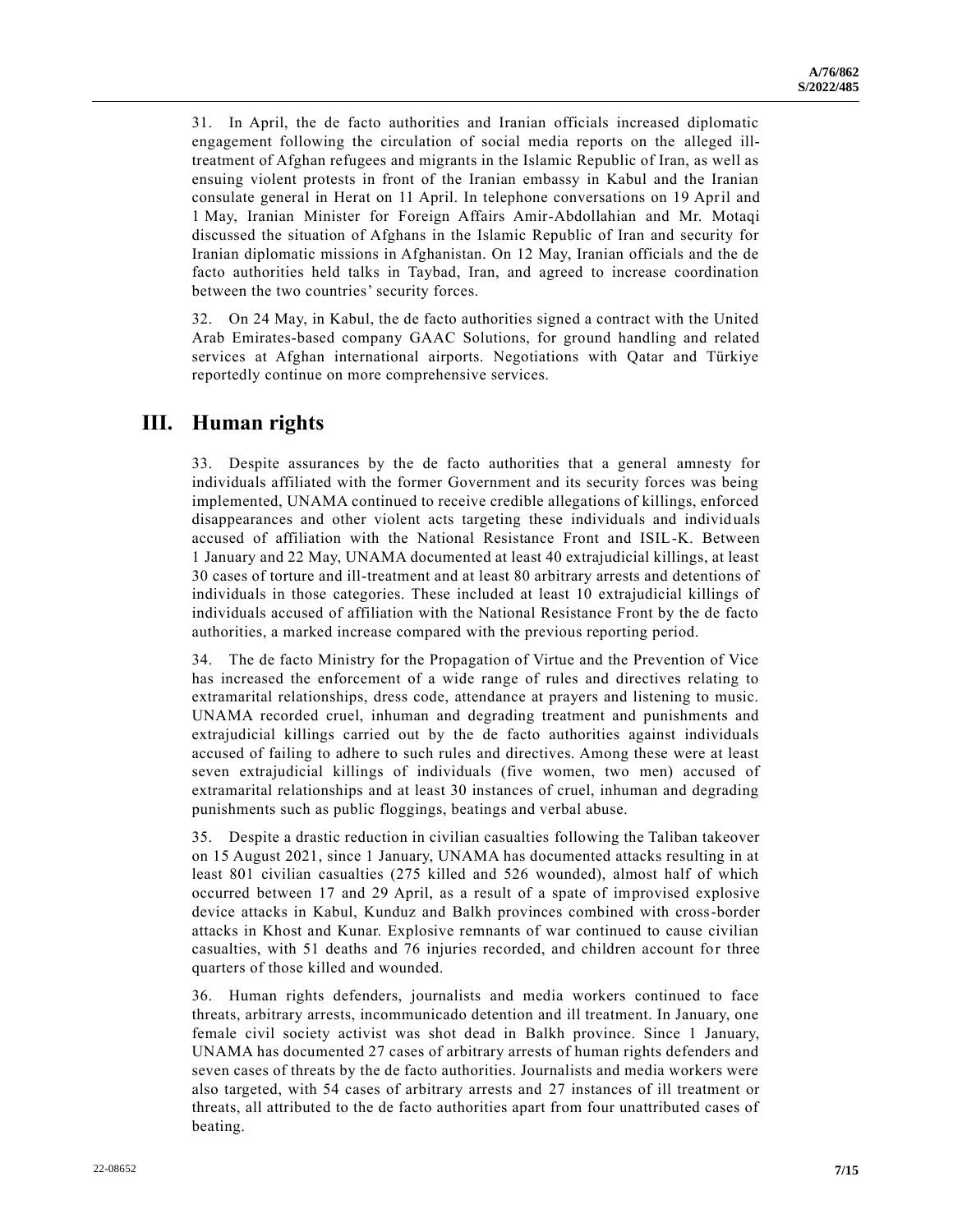31. In April, the de facto authorities and Iranian officials increased diplomatic engagement following the circulation of social media reports on the alleged ill-treatment of Afghan refugees and migrants in the Islamic Republic of Iran, as well as ensuing violent protests in front of the Iranian embassy in Kabul and the Iranian consulate general in Herat on 11 April. In telephone conversations on 19 April and 1 May, Iranian Minister for Foreign Affairs Amir-Abdollahian and Mr. Motaqi discussed the situation of Afghans in the Islamic Republic of Iran and security for Iranian diplomatic missions in Afghanistan. On 12 May, Iranian officials and the de facto authorities held talks in Taybad, Iran, and agreed to increase coordination between the two countries' security forces.

32. On 24 May, in Kabul, the de facto authorities signed a contract with the United Arab Emirates-based company GAAC Solutions, for ground handling and related services at Afghan international airports. Negotiations with Qatar and Türkiye reportedly continue on more comprehensive services.

# III. Human rights

33. Despite assurances by the de facto authorities that a general amnesty for individuals affiliated with the former Government and its security forces was being implemented, UNAMA continued to receive credible allegations of killings, enforced disappearances and other violent acts targeting these individuals and individuals accused of affiliation with the National Resistance Front and ISIL-K. Between 1 January and 22 May, UNAMA documented at least 40 extrajudicial killings, at least 30 cases of torture and ill-treatment and at least 80 arbitrary arrests and detentions of individuals in those categories. These included at least 10 extrajudicial killings of individuals accused of affiliation with the National Resistance Front by the de facto authorities, a marked increase compared with the previous reporting period.

34. The de facto Ministry for the Propagation of Virtue and the Prevention of Vice has increased the enforcement of a wide range of rules and directives relating to extramarital relationships, dress code, attendance at prayers and listening to music. UNAMA recorded cruel, inhuman and degrading treatment and punishments and extrajudicial killings carried out by the de facto authorities against individuals accused of failing to adhere to such rules and directives. Among these were at least seven extrajudicial killings of individuals (five women, two men) accused of extramarital relationships and at least 30 instances of cruel, inhuman and degrading punishments such as public floggings, beatings and verbal abuse.

35. Despite a drastic reduction in civilian casualties following the Taliban takeover on 15 August 2021, since 1 January, UNAMA has documented attacks resulting in at least 801 civilian casualties (275 killed and 526 wounded), almost half of which occurred between 17 and 29 April, as a result of a spate of improvised explosive device attacks in Kabul, Kunduz and Balkh provinces combined with cross-border attacks in Khost and Kunar. Explosive remnants of war continued to cause civilian casualties, with 51 deaths and 76 injuries recorded, and children account for three quarters of those killed and wounded.

36. Human rights defenders, journalists and media workers continued to face threats, arbitrary arrests, incommunicado detention and ill treatment. In January, one female civil society activist was shot dead in Balkh province. Since 1 January, UNAMA has documented 27 cases of arbitrary arrests of human rights defenders and seven cases of threats by the de facto authorities. Journalists and media workers were also targeted, with 54 cases of arbitrary arrests and 27 instances of ill treatment or threats, all attributed to the de facto authorities apart from four unattributed cases of beating.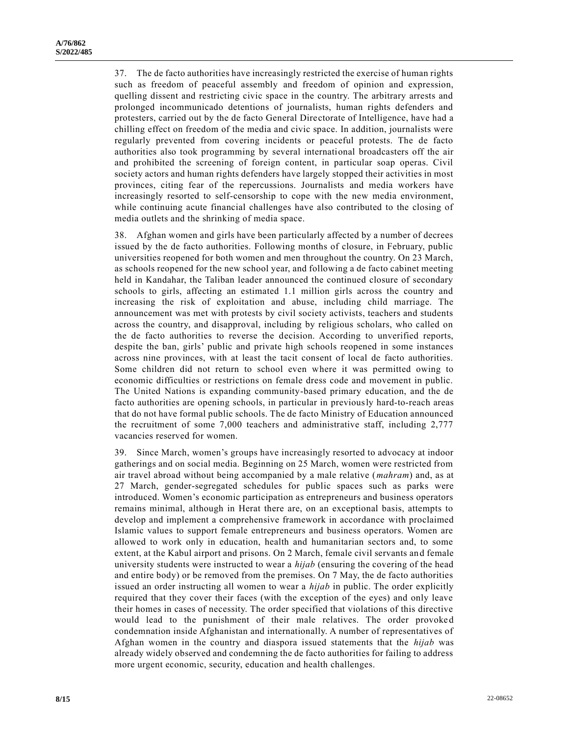37. The de facto authorities have increasingly restricted the exercise of human rights such as freedom of peaceful assembly and freedom of opinion and expression, quelling dissent and restricting civic space in the country. The arbitrary arrests and prolonged incommunicado detentions of journalists, human rights defenders and protesters, carried out by the de facto General Directorate of Intelligence, have had a chilling effect on freedom of the media and civic space. In addition, journalists were regularly prevented from covering incidents or peaceful protests. The de facto authorities also took programming by several international broadcasters off the air and prohibited the screening of foreign content, in particular soap operas. Civil society actors and human rights defenders have largely stopped their activities in most provinces, citing fear of the repercussions. Journalists and media workers have increasingly resorted to self-censorship to cope with the new media environment, while continuing acute financial challenges have also contributed to the closing of media outlets and the shrinking of media space.

38. Afghan women and girls have been particularly affected by a number of decrees issued by the de facto authorities. Following months of closure, in February, public universities reopened for both women and men throughout the country. On 23 March, as schools reopened for the new school year, and following a de facto cabinet meeting held in Kandahar, the Taliban leader announced the continued closure of secondary schools to girls, affecting an estimated 1.1 million girls across the country and increasing the risk of exploitation and abuse, including child marriage. The announcement was met with protests by civil society activists, teachers and students across the country, and disapproval, including by religious scholars, who called on the de facto authorities to reverse the decision. According to unverified reports, despite the ban, girls' public and private high schools reopened in some instances across nine provinces, with at least the tacit consent of local de facto authorities. Some children did not return to school even where it was permitted owing to economic difficulties or restrictions on female dress code and movement in public. The United Nations is expanding community-based primary education, and the de facto authorities are opening schools, in particular in previously hard-to-reach areas that do not have formal public schools. The de facto Ministry of Education announced the recruitment of some 7,000 teachers and administrative staff, including 2,777 vacancies reserved for women.

39. Since March, women's groups have increasingly resorted to advocacy at indoor gatherings and on social media. Beginning on 25 March, women were restricted from air travel abroad without being accompanied by a male relative (*mahram*) and, as at 27 March, gender-segregated schedules for public spaces such as parks were introduced. Women's economic participation as entrepreneurs and business operators remains minimal, although in Herat there are, on an exceptional basis, attempts to develop and implement a comprehensive framework in accordance with proclaimed Islamic values to support female entrepreneurs and business operators. Women are allowed to work only in education, health and humanitarian sectors and, to some extent, at the Kabul airport and prisons. On 2 March, female civil servants and female university students were instructed to wear a *hijab* (ensuring the covering of the head and entire body) or be removed from the premises. On 7 May, the de facto authorities issued an order instructing all women to wear a *hijab* in public. The order explicitly required that they cover their faces (with the exception of the eyes) and only leave their homes in cases of necessity. The order specified that violations of this directive would lead to the punishment of their male relatives. The order provoked condemnation inside Afghanistan and internationally. A number of representatives of Afghan women in the country and diaspora issued statements that the *hijab* was already widely observed and condemning the de facto authorities for failing to address more urgent economic, security, education and health challenges.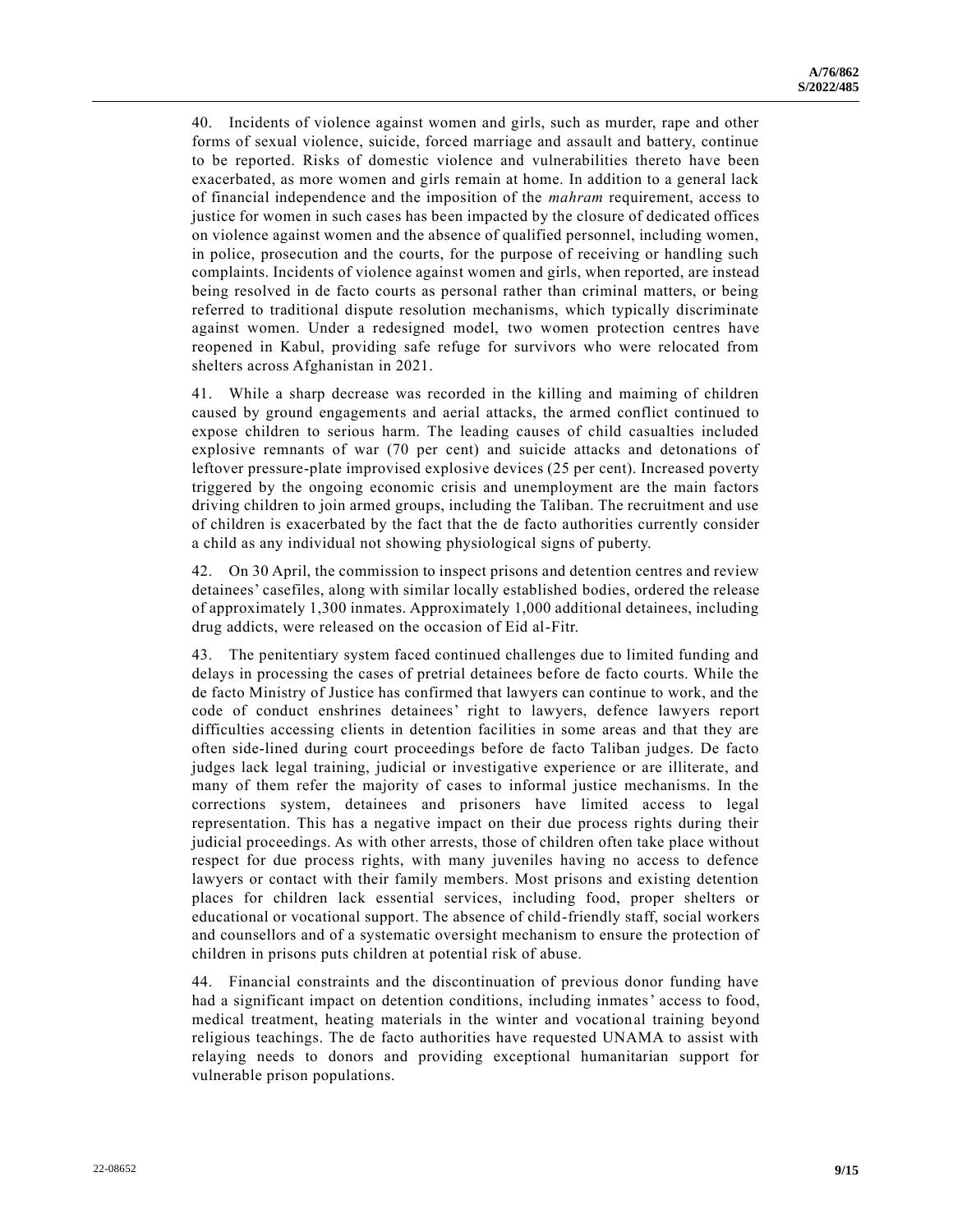40. Incidents of violence against women and girls, such as murder, rape and other forms of sexual violence, suicide, forced marriage and assault and battery, continue to be reported. Risks of domestic violence and vulnerabilities thereto have been exacerbated, as more women and girls remain at home. In addition to a general lack of financial independence and the imposition of the *mahram* requirement, access to justice for women in such cases has been impacted by the closure of dedicated offices on violence against women and the absence of qualified personnel, including women, in police, prosecution and the courts, for the purpose of receiving or handling such complaints. Incidents of violence against women and girls, when reported, are instead being resolved in de facto courts as personal rather than criminal matters, or being referred to traditional dispute resolution mechanisms, which typically discriminate against women. Under a redesigned model, two women protection centres have reopened in Kabul, providing safe refuge for survivors who were relocated from shelters across Afghanistan in 2021.

41. While a sharp decrease was recorded in the killing and maiming of children caused by ground engagements and aerial attacks, the armed conflict continued to expose children to serious harm. The leading causes of child casualties included explosive remnants of war (70 per cent) and suicide attacks and detonations of leftover pressure-plate improvised explosive devices (25 per cent). Increased poverty triggered by the ongoing economic crisis and unemployment are the main factors driving children to join armed groups, including the Taliban. The recruitment and use of children is exacerbated by the fact that the de facto authorities currently consider a child as any individual not showing physiological signs of puberty.

42. On 30 April, the commission to inspect prisons and detention centres and review detainees' casefiles, along with similar locally established bodies, ordered the release of approximately 1,300 inmates. Approximately 1,000 additional detainees, including drug addicts, were released on the occasion of Eid al-Fitr.

43. The penitentiary system faced continued challenges due to limited funding and delays in processing the cases of pretrial detainees before de facto courts. While the de facto Ministry of Justice has confirmed that lawyers can continue to work, and the code of conduct enshrines detainees' right to lawyers, defence lawyers report difficulties accessing clients in detention facilities in some areas and that they are often side-lined during court proceedings before de facto Taliban judges. De facto judges lack legal training, judicial or investigative experience or are illiterate, and many of them refer the majority of cases to informal justice mechanisms. In the corrections system, detainees and prisoners have limited access to legal representation. This has a negative impact on their due process rights during their judicial proceedings. As with other arrests, those of children often take place without respect for due process rights, with many juveniles having no access to defence lawyers or contact with their family members. Most prisons and existing detention places for children lack essential services, including food, proper shelters or educational or vocational support. The absence of child-friendly staff, social workers and counsellors and of a systematic oversight mechanism to ensure the protection of children in prisons puts children at potential risk of abuse.

44. Financial constraints and the discontinuation of previous donor funding have had a significant impact on detention conditions, including inmates' access to food, medical treatment, heating materials in the winter and vocational training beyond religious teachings. The de facto authorities have requested UNAMA to assist with relaying needs to donors and providing exceptional humanitarian support for vulnerable prison populations.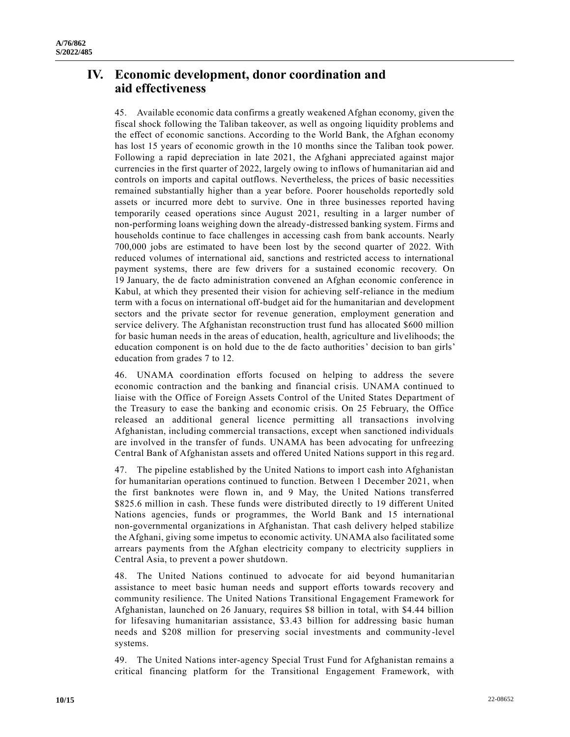# IV. Economic development, donor coordination and aid effectiveness

45. Available economic data confirms a greatly weakened Afghan economy, given the fiscal shock following the Taliban takeover, as well as ongoing liquidity problems and the effect of economic sanctions. According to the World Bank, the Afghan economy has lost 15 years of economic growth in the 10 months since the Taliban took power. Following a rapid depreciation in late 2021, the Afghani appreciated against major currencies in the first quarter of 2022, largely owing to inflows of humanitarian aid and controls on imports and capital outflows. Nevertheless, the prices of basic necessities remained substantially higher than a year before. Poorer households reportedly sold assets or incurred more debt to survive. One in three businesses reported having temporarily ceased operations since August 2021, resulting in a larger number of non-performing loans weighing down the already-distressed banking system. Firms and households continue to face challenges in accessing cash from bank accounts. Nearly 700,000 jobs are estimated to have been lost by the second quarter of 2022. With reduced volumes of international aid, sanctions and restricted access to international payment systems, there are few drivers for a sustained economic recovery. On 19 January, the de facto administration convened an Afghan economic conference in Kabul, at which they presented their vision for achieving self-reliance in the medium term with a focus on international off-budget aid for the humanitarian and development sectors and the private sector for revenue generation, employment generation and service delivery. The Afghanistan reconstruction trust fund has allocated $600 million for basic human needs in the areas of education, health, agriculture and livelihoods; the education component is on hold due to the de facto authorities' decision to ban girls' education from grades 7 to 12.

46. UNAMA coordination efforts focused on helping to address the severe economic contraction and the banking and financial crisis. UNAMA continued to liaise with the Office of Foreign Assets Control of the United States Department of the Treasury to ease the banking and economic crisis. On 25 February, the Office released an additional general licence permitting all transactions involving Afghanistan, including commercial transactions, except when sanctioned individuals are involved in the transfer of funds. UNAMA has been advocating for unfreezing Central Bank of Afghanistan assets and offered United Nations support in this regard.

47. The pipeline established by the United Nations to import cash into Afghanistan for humanitarian operations continued to function. Between 1 December 2021, when the first banknotes were flown in, and 9 May, the United Nations transferred $825.6 million in cash. These funds were distributed directly to 19 different United Nations agencies, funds or programmes, the World Bank and 15 international non-governmental organizations in Afghanistan. That cash delivery helped stabilize the Afghani, giving some impetus to economic activity. UNAMA also facilitated some arrears payments from the Afghan electricity company to electricity suppliers in Central Asia, to prevent a power shutdown.

48. The United Nations continued to advocate for aid beyond humanitarian assistance to meet basic human needs and support efforts towards recovery and community resilience. The United Nations Transitional Engagement Framework for Afghanistan, launched on 26 January, requires $8 billion in total, with $4.44 billion for lifesaving humanitarian assistance, $3.43 billion for addressing basic human needs and $208 million for preserving social investments and community-level systems.

49. The United Nations inter-agency Special Trust Fund for Afghanistan remains a critical financing platform for the Transitional Engagement Framework, with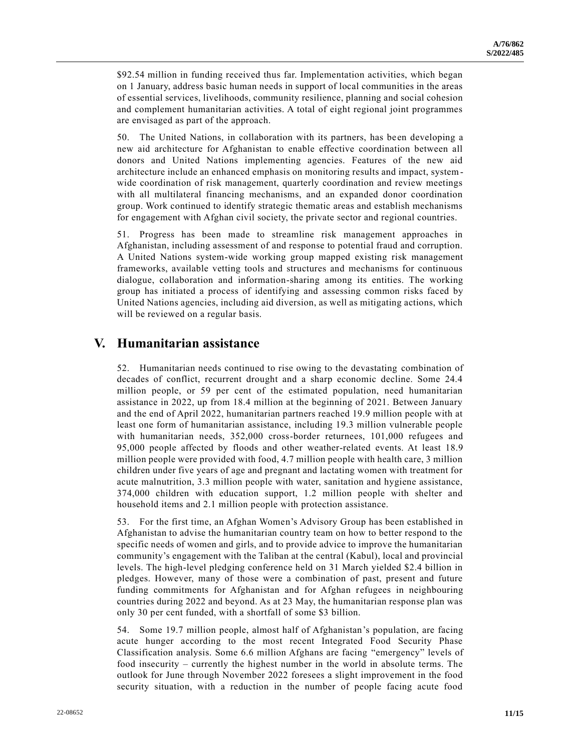$92.54 million in funding received thus far. Implementation activities, which began on 1 January, address basic human needs in support of local communities in the areas of essential services, livelihoods, community resilience, planning and social cohesion and complement humanitarian activities. A total of eight regional joint programmes are envisaged as part of the approach.

50. The United Nations, in collaboration with its partners, has been developing a new aid architecture for Afghanistan to enable effective coordination between all donors and United Nations implementing agencies. Features of the new aid architecture include an enhanced emphasis on monitoring results and impact, system-wide coordination of risk management, quarterly coordination and review meetings with all multilateral financing mechanisms, and an expanded donor coordination group. Work continued to identify strategic thematic areas and establish mechanisms for engagement with Afghan civil society, the private sector and regional countries.

51. Progress has been made to streamline risk management approaches in Afghanistan, including assessment of and response to potential fraud and corruption. A United Nations system-wide working group mapped existing risk management frameworks, available vetting tools and structures and mechanisms for continuous dialogue, collaboration and information-sharing among its entities. The working group has initiated a process of identifying and assessing common risks faced by United Nations agencies, including aid diversion, as well as mitigating actions, which will be reviewed on a regular basis.

## V. Humanitarian assistance

52. Humanitarian needs continued to rise owing to the devastating combination of decades of conflict, recurrent drought and a sharp economic decline. Some 24.4 million people, or 59 per cent of the estimated population, need humanitarian assistance in 2022, up from 18.4 million at the beginning of 2021. Between January and the end of April 2022, humanitarian partners reached 19.9 million people with at least one form of humanitarian assistance, including 19.3 million vulnerable people with humanitarian needs, 352,000 cross-border returnees, 101,000 refugees and 95,000 people affected by floods and other weather-related events. At least 18.9 million people were provided with food, 4.7 million people with health care, 3 million children under five years of age and pregnant and lactating women with treatment for acute malnutrition, 3.3 million people with water, sanitation and hygiene assistance, 374,000 children with education support, 1.2 million people with shelter and household items and 2.1 million people with protection assistance.

53. For the first time, an Afghan Women's Advisory Group has been established in Afghanistan to advise the humanitarian country team on how to better respond to the specific needs of women and girls, and to provide advice to improve the humanitarian community's engagement with the Taliban at the central (Kabul), local and provincial levels. The high-level pledging conference held on 31 March yielded $2.4 billion in pledges. However, many of those were a combination of past, present and future funding commitments for Afghanistan and for Afghan refugees in neighbouring countries during 2022 and beyond. As at 23 May, the humanitarian response plan was only 30 per cent funded, with a shortfall of some $3 billion.

54. Some 19.7 million people, almost half of Afghanistan's population, are facing acute hunger according to the most recent Integrated Food Security Phase Classification analysis. Some 6.6 million Afghans are facing "emergency" levels of food insecurity – currently the highest number in the world in absolute terms. The outlook for June through November 2022 foresees a slight improvement in the food security situation, with a reduction in the number of people facing acute food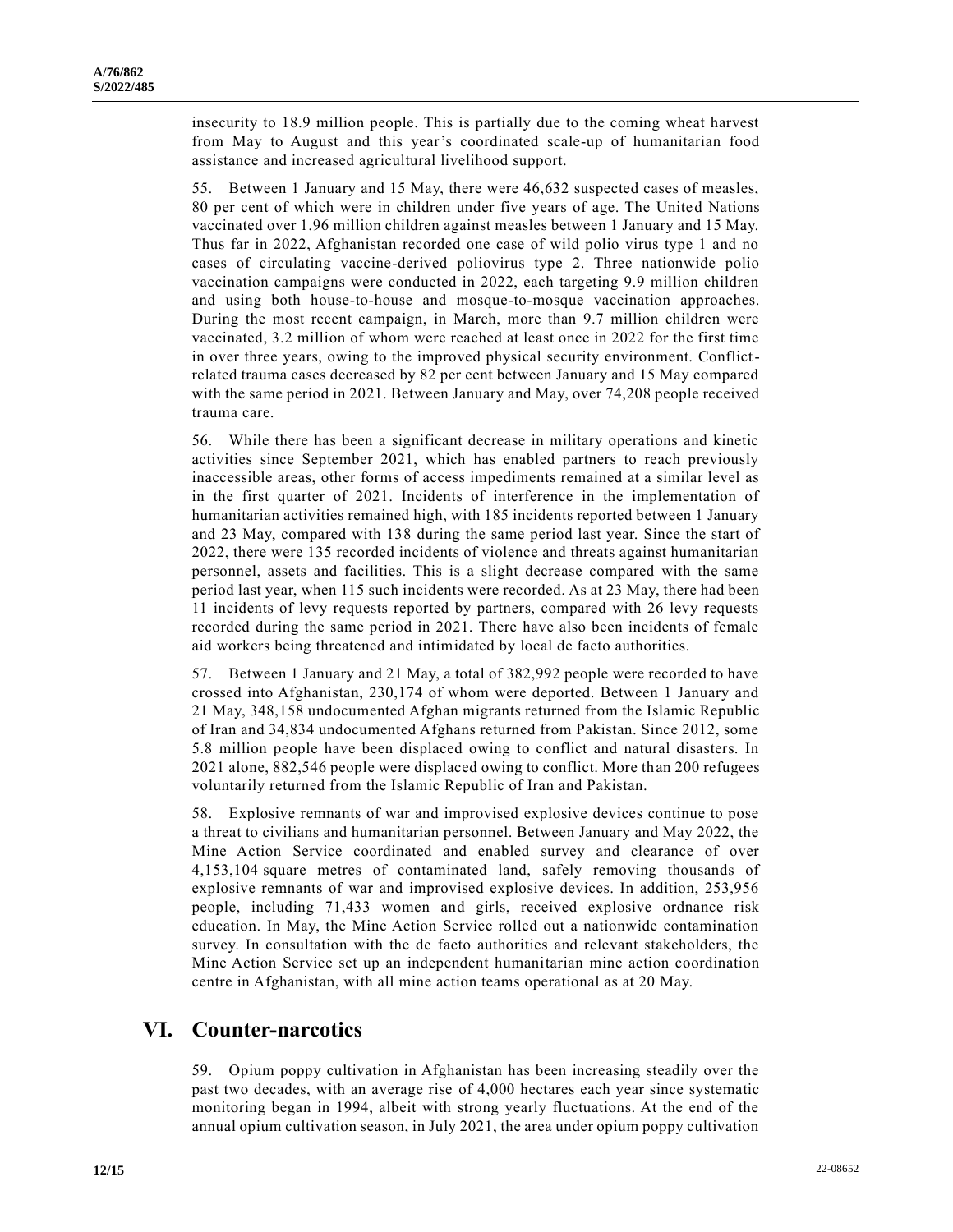insecurity to 18.9 million people. This is partially due to the coming wheat harvest from May to August and this year's coordinated scale-up of humanitarian food assistance and increased agricultural livelihood support.

55. Between 1 January and 15 May, there were 46,632 suspected cases of measles, 80 per cent of which were in children under five years of age. The United Nations vaccinated over 1.96 million children against measles between 1 January and 15 May. Thus far in 2022, Afghanistan recorded one case of wild polio virus type 1 and no cases of circulating vaccine-derived poliovirus type 2. Three nationwide polio vaccination campaigns were conducted in 2022, each targeting 9.9 million children and using both house-to-house and mosque-to-mosque vaccination approaches. During the most recent campaign, in March, more than 9.7 million children were vaccinated, 3.2 million of whom were reached at least once in 2022 for the first time in over three years, owing to the improved physical security environment. Conflict-related trauma cases decreased by 82 per cent between January and 15 May compared with the same period in 2021. Between January and May, over 74,208 people received trauma care.

56. While there has been a significant decrease in military operations and kinetic activities since September 2021, which has enabled partners to reach previously inaccessible areas, other forms of access impediments remained at a similar level as in the first quarter of 2021. Incidents of interference in the implementation of humanitarian activities remained high, with 185 incidents reported between 1 January and 23 May, compared with 138 during the same period last year. Since the start of 2022, there were 135 recorded incidents of violence and threats against humanitarian personnel, assets and facilities. This is a slight decrease compared with the same period last year, when 115 such incidents were recorded. As at 23 May, there had been 11 incidents of levy requests reported by partners, compared with 26 levy requests recorded during the same period in 2021. There have also been incidents of female aid workers being threatened and intimidated by local de facto authorities.

57. Between 1 January and 21 May, a total of 382,992 people were recorded to have crossed into Afghanistan, 230,174 of whom were deported. Between 1 January and 21 May, 348,158 undocumented Afghan migrants returned from the Islamic Republic of Iran and 34,834 undocumented Afghans returned from Pakistan. Since 2012, some 5.8 million people have been displaced owing to conflict and natural disasters. In 2021 alone, 882,546 people were displaced owing to conflict. More than 200 refugees voluntarily returned from the Islamic Republic of Iran and Pakistan.

58. Explosive remnants of war and improvised explosive devices continue to pose a threat to civilians and humanitarian personnel. Between January and May 2022, the Mine Action Service coordinated and enabled survey and clearance of over 4,153,104 square metres of contaminated land, safely removing thousands of explosive remnants of war and improvised explosive devices. In addition, 253,956 people, including 71,433 women and girls, received explosive ordnance risk education. In May, the Mine Action Service rolled out a nationwide contamination survey. In consultation with the de facto authorities and relevant stakeholders, the Mine Action Service set up an independent humanitarian mine action coordination centre in Afghanistan, with all mine action teams operational as at 20 May.

## VI. Counter-narcotics

59. Opium poppy cultivation in Afghanistan has been increasing steadily over the past two decades, with an average rise of 4,000 hectares each year since systematic monitoring began in 1994, albeit with strong yearly fluctuations. At the end of the annual opium cultivation season, in July 2021, the area under opium poppy cultivation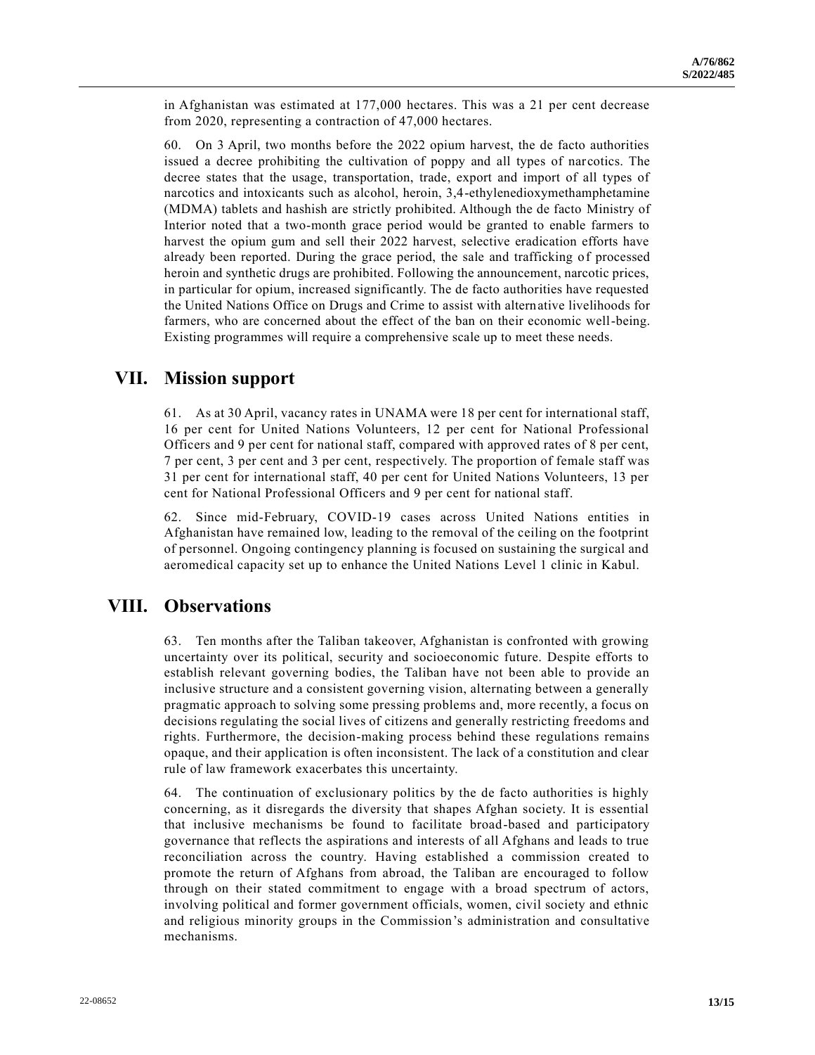in Afghanistan was estimated at 177,000 hectares. This was a 21 per cent decrease from 2020, representing a contraction of 47,000 hectares.

60. On 3 April, two months before the 2022 opium harvest, the de facto authorities issued a decree prohibiting the cultivation of poppy and all types of narcotics. The decree states that the usage, transportation, trade, export and import of all types of narcotics and intoxicants such as alcohol, heroin, 3,4-ethylenedioxymethamphetamine (MDMA) tablets and hashish are strictly prohibited. Although the de facto Ministry of Interior noted that a two-month grace period would be granted to enable farmers to harvest the opium gum and sell their 2022 harvest, selective eradication efforts have already been reported. During the grace period, the sale and trafficking of processed heroin and synthetic drugs are prohibited. Following the announcement, narcotic prices, in particular for opium, increased significantly. The de facto authorities have requested the United Nations Office on Drugs and Crime to assist with alternative livelihoods for farmers, who are concerned about the effect of the ban on their economic well-being. Existing programmes will require a comprehensive scale up to meet these needs.

## VII. Mission support

61. As at 30 April, vacancy rates in UNAMA were 18 per cent for international staff, 16 per cent for United Nations Volunteers, 12 per cent for National Professional Officers and 9 per cent for national staff, compared with approved rates of 8 per cent, 7 per cent, 3 per cent and 3 per cent, respectively. The proportion of female staff was 31 per cent for international staff, 40 per cent for United Nations Volunteers, 13 per cent for National Professional Officers and 9 per cent for national staff.

62. Since mid-February, COVID-19 cases across United Nations entities in Afghanistan have remained low, leading to the removal of the ceiling on the footprint of personnel. Ongoing contingency planning is focused on sustaining the surgical and aeromedical capacity set up to enhance the United Nations Level 1 clinic in Kabul.

## VIII. Observations

63. Ten months after the Taliban takeover, Afghanistan is confronted with growing uncertainty over its political, security and socioeconomic future. Despite efforts to establish relevant governing bodies, the Taliban have not been able to provide an inclusive structure and a consistent governing vision, alternating between a generally pragmatic approach to solving some pressing problems and, more recently, a focus on decisions regulating the social lives of citizens and generally restricting freedoms and rights. Furthermore, the decision-making process behind these regulations remains opaque, and their application is often inconsistent. The lack of a constitution and clear rule of law framework exacerbates this uncertainty.

64. The continuation of exclusionary politics by the de facto authorities is highly concerning, as it disregards the diversity that shapes Afghan society. It is essential that inclusive mechanisms be found to facilitate broad-based and participatory governance that reflects the aspirations and interests of all Afghans and leads to true reconciliation across the country. Having established a commission created to promote the return of Afghans from abroad, the Taliban are encouraged to follow through on their stated commitment to engage with a broad spectrum of actors, involving political and former government officials, women, civil society and ethnic and religious minority groups in the Commission's administration and consultative mechanisms.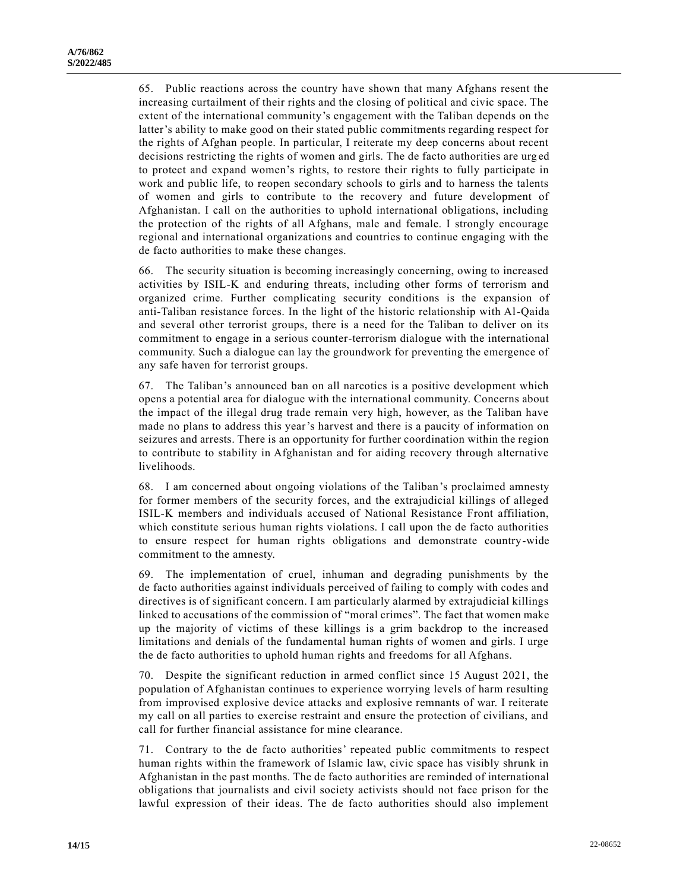65. Public reactions across the country have shown that many Afghans resent the increasing curtailment of their rights and the closing of political and civic space. The extent of the international community's engagement with the Taliban depends on the latter's ability to make good on their stated public commitments regarding respect for the rights of Afghan people. In particular, I reiterate my deep concerns about recent decisions restricting the rights of women and girls. The de facto authorities are urged to protect and expand women's rights, to restore their rights to fully participate in work and public life, to reopen secondary schools to girls and to harness the talents of women and girls to contribute to the recovery and future development of Afghanistan. I call on the authorities to uphold international obligations, including the protection of the rights of all Afghans, male and female. I strongly encourage regional and international organizations and countries to continue engaging with the de facto authorities to make these changes.

66. The security situation is becoming increasingly concerning, owing to increased activities by ISIL-K and enduring threats, including other forms of terrorism and organized crime. Further complicating security conditions is the expansion of anti-Taliban resistance forces. In the light of the historic relationship with Al-Qaida and several other terrorist groups, there is a need for the Taliban to deliver on its commitment to engage in a serious counter-terrorism dialogue with the international community. Such a dialogue can lay the groundwork for preventing the emergence of any safe haven for terrorist groups.

67. The Taliban's announced ban on all narcotics is a positive development which opens a potential area for dialogue with the international community. Concerns about the impact of the illegal drug trade remain very high, however, as the Taliban have made no plans to address this year's harvest and there is a paucity of information on seizures and arrests. There is an opportunity for further coordination within the region to contribute to stability in Afghanistan and for aiding recovery through alternative livelihoods.

68. I am concerned about ongoing violations of the Taliban's proclaimed amnesty for former members of the security forces, and the extrajudicial killings of alleged ISIL-K members and individuals accused of National Resistance Front affiliation, which constitute serious human rights violations. I call upon the de facto authorities to ensure respect for human rights obligations and demonstrate country-wide commitment to the amnesty.

69. The implementation of cruel, inhuman and degrading punishments by the de facto authorities against individuals perceived of failing to comply with codes and directives is of significant concern. I am particularly alarmed by extrajudicial killings linked to accusations of the commission of "moral crimes". The fact that women make up the majority of victims of these killings is a grim backdrop to the increased limitations and denials of the fundamental human rights of women and girls. I urge the de facto authorities to uphold human rights and freedoms for all Afghans.

70. Despite the significant reduction in armed conflict since 15 August 2021, the population of Afghanistan continues to experience worrying levels of harm resulting from improvised explosive device attacks and explosive remnants of war. I reiterate my call on all parties to exercise restraint and ensure the protection of civilians, and call for further financial assistance for mine clearance.

71. Contrary to the de facto authorities' repeated public commitments to respect human rights within the framework of Islamic law, civic space has visibly shrunk in Afghanistan in the past months. The de facto authorities are reminded of international obligations that journalists and civil society activists should not face prison for the lawful expression of their ideas. The de facto authorities should also implement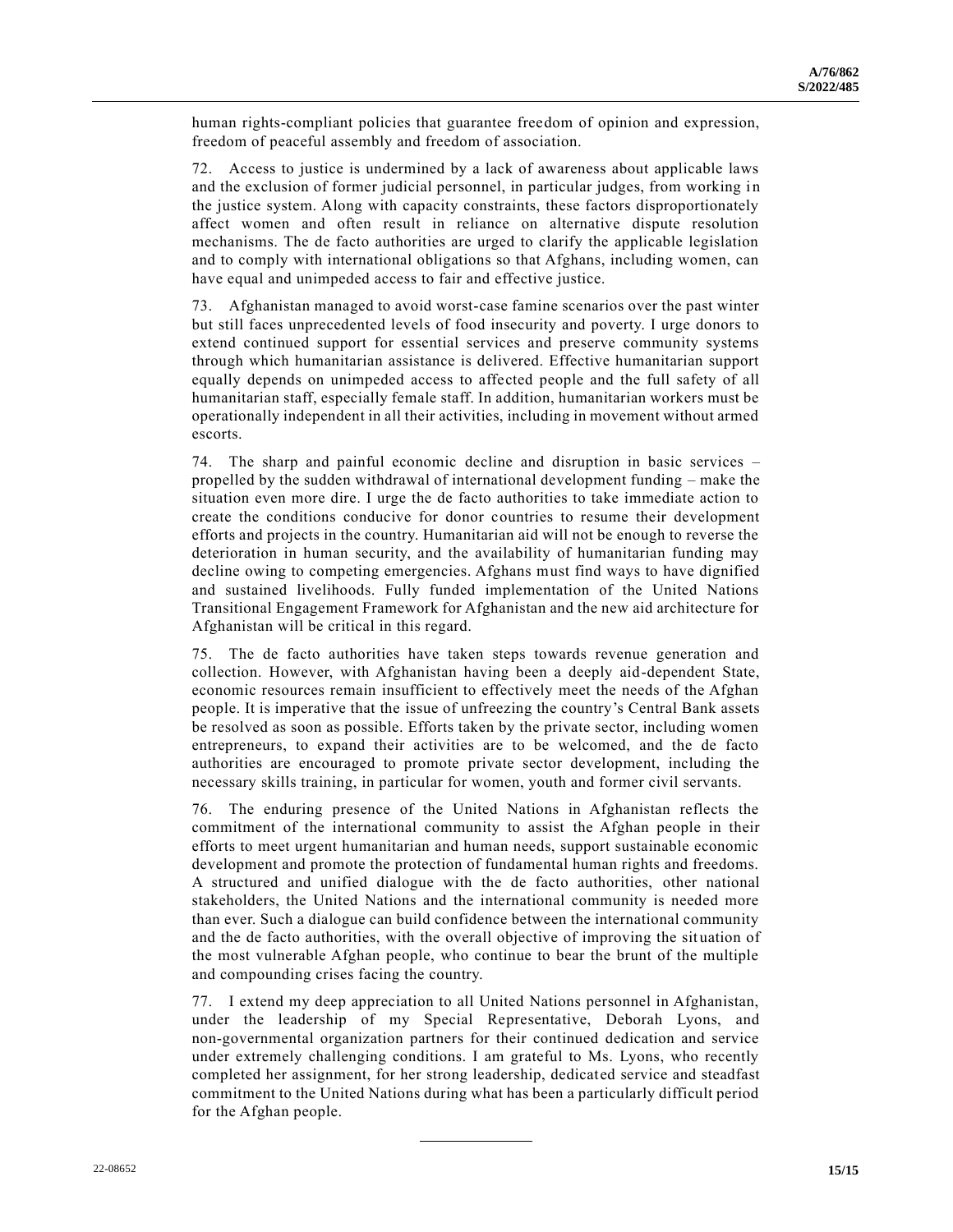human rights-compliant policies that guarantee freedom of opinion and expression, freedom of peaceful assembly and freedom of association.

72. Access to justice is undermined by a lack of awareness about applicable laws and the exclusion of former judicial personnel, in particular judges, from working in the justice system. Along with capacity constraints, these factors disproportionately affect women and often result in reliance on alternative dispute resolution mechanisms. The de facto authorities are urged to clarify the applicable legislation and to comply with international obligations so that Afghans, including women, can have equal and unimpeded access to fair and effective justice.

73. Afghanistan managed to avoid worst-case famine scenarios over the past winter but still faces unprecedented levels of food insecurity and poverty. I urge donors to extend continued support for essential services and preserve community systems through which humanitarian assistance is delivered. Effective humanitarian support equally depends on unimpeded access to affected people and the full safety of all humanitarian staff, especially female staff. In addition, humanitarian workers must be operationally independent in all their activities, including in movement without armed escorts.

74. The sharp and painful economic decline and disruption in basic services – propelled by the sudden withdrawal of international development funding – make the situation even more dire. I urge the de facto authorities to take immediate action to create the conditions conducive for donor countries to resume their development efforts and projects in the country. Humanitarian aid will not be enough to reverse the deterioration in human security, and the availability of humanitarian funding may decline owing to competing emergencies. Afghans must find ways to have dignified and sustained livelihoods. Fully funded implementation of the United Nations Transitional Engagement Framework for Afghanistan and the new aid architecture for Afghanistan will be critical in this regard.

75. The de facto authorities have taken steps towards revenue generation and collection. However, with Afghanistan having been a deeply aid-dependent State, economic resources remain insufficient to effectively meet the needs of the Afghan people. It is imperative that the issue of unfreezing the country's Central Bank assets be resolved as soon as possible. Efforts taken by the private sector, including women entrepreneurs, to expand their activities are to be welcomed, and the de facto authorities are encouraged to promote private sector development, including the necessary skills training, in particular for women, youth and former civil servants.

76. The enduring presence of the United Nations in Afghanistan reflects the commitment of the international community to assist the Afghan people in their efforts to meet urgent humanitarian and human needs, support sustainable economic development and promote the protection of fundamental human rights and freedoms. A structured and unified dialogue with the de facto authorities, other national stakeholders, the United Nations and the international community is needed more than ever. Such a dialogue can build confidence between the international community and the de facto authorities, with the overall objective of improving the situation of the most vulnerable Afghan people, who continue to bear the brunt of the multiple and compounding crises facing the country.

77. I extend my deep appreciation to all United Nations personnel in Afghanistan, under the leadership of my Special Representative, Deborah Lyons, and non-governmental organization partners for their continued dedication and service under extremely challenging conditions. I am grateful to Ms. Lyons, who recently completed her assignment, for her strong leadership, dedicated service and steadfast commitment to the United Nations during what has been a particularly difficult period for the Afghan people.